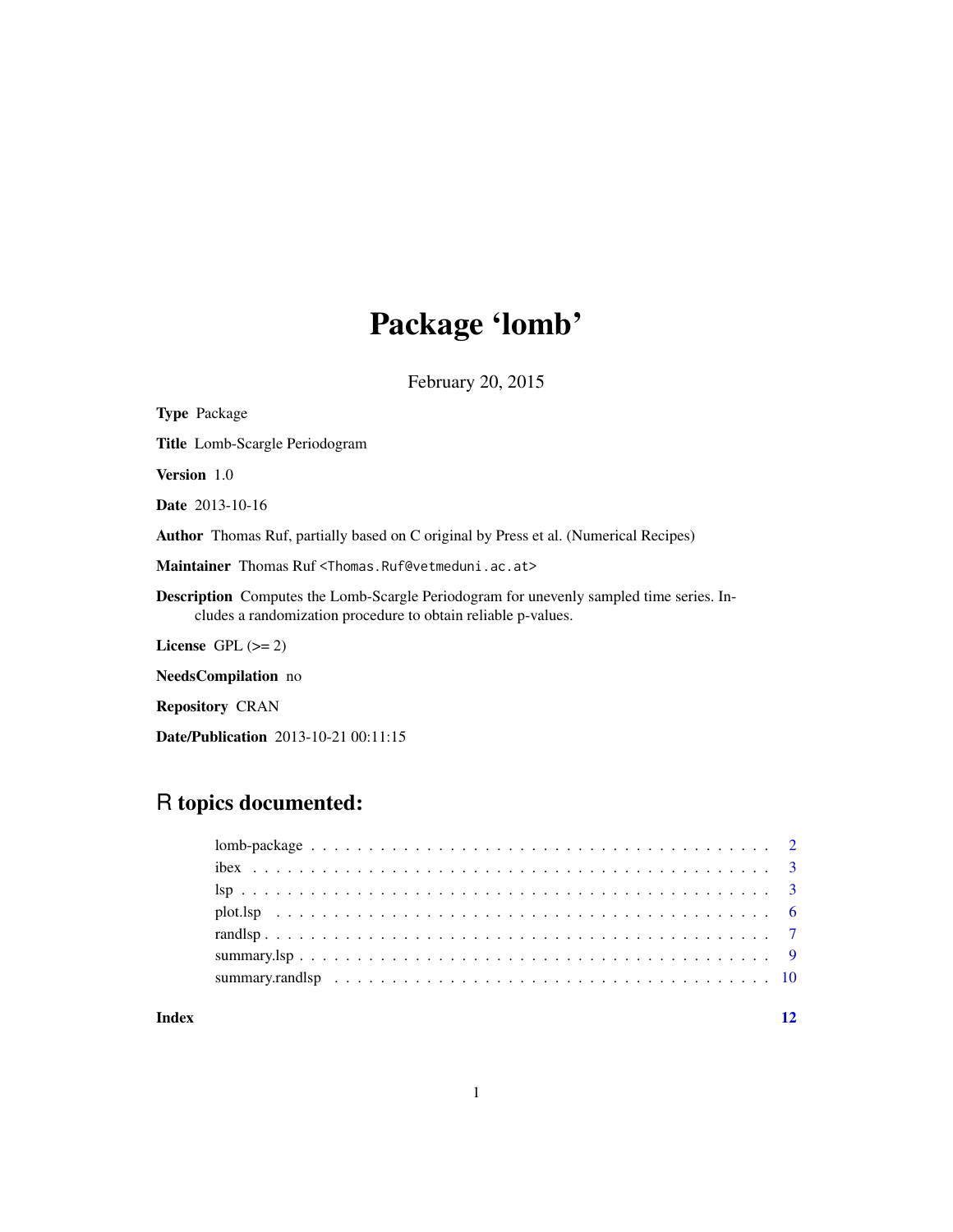# Package 'lomb'

February 20, 2015

**Type** Package

**Title** Lomb-Scargle Periodogram

**Version** 1.0

**Date** 2013-10-16

**Author** Thomas Ruf, partially based on C original by Press et al. (Numerical Recipes)

**Maintainer** Thomas Ruf <Thomas.Ruf@vetmeduni.ac.at>

**Description** Computes the Lomb-Scargle Periodogram for unevenly sampled time series. Includes a randomization procedure to obtain reliable p-values.

**License** GPL (>= 2)

**NeedsCompilation** no

**Repository** CRAN

**Date/Publication** 2013-10-21 00:11:15

## R topics documented:

- lomb-package . . . . . . . . . . . . . . . . . . . . . . . . . . . . . . . . . . . . 2
- ibex . . . . . . . . . . . . . . . . . . . . . . . . . . . . . . . . . . . . . . . . . 3
- lsp . . . . . . . . . . . . . . . . . . . . . . . . . . . . . . . . . . . . . . . . . . 3
- plot.lsp . . . . . . . . . . . . . . . . . . . . . . . . . . . . . . . . . . . . . . . 6
- randlsp . . . . . . . . . . . . . . . . . . . . . . . . . . . . . . . . . . . . . . . 7
- summary.lsp . . . . . . . . . . . . . . . . . . . . . . . . . . . . . . . . . . . . 9
- summary.randlsp . . . . . . . . . . . . . . . . . . . . . . . . . . . . . . . . . 10

**Index** 12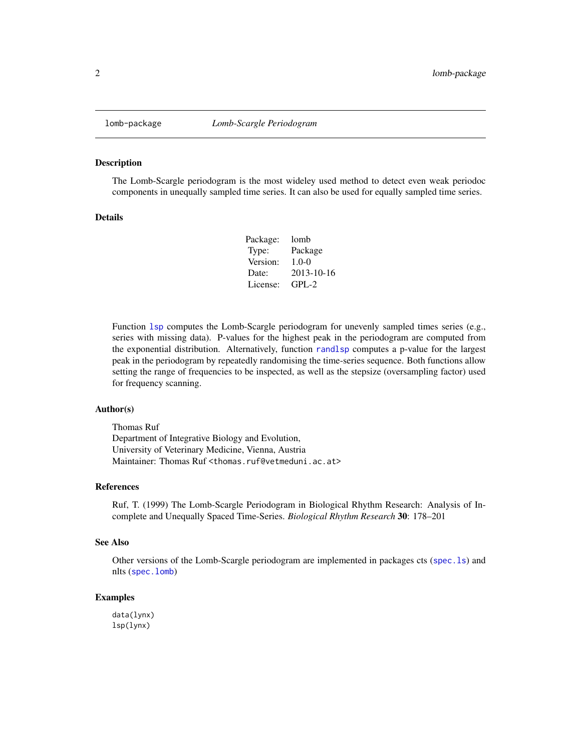# lomb-package *Lomb-Scargle Periodogram*

## Description

The Lomb-Scargle periodogram is the most wideley used method to detect even weak periodoc components in unequally sampled time series. It can also be used for equally sampled time series.

## Details

| | |
|---|---|
| Package: | lomb |
| Type: | Package |
| Version: | 1.0-0 |
| Date: | 2013-10-16 |
| License: | GPL-2 |

Function `lsp` computes the Lomb-Scargle periodogram for unevenly sampled times series (e.g., series with missing data). P-values for the highest peak in the periodogram are computed from the exponential distribution. Alternatively, function `randlsp` computes a p-value for the largest peak in the periodogram by repeatedly randomising the time-series sequence. Both functions allow setting the range of frequencies to be inspected, as well as the stepsize (oversampling factor) used for frequency scanning.

## Author(s)

Thomas Ruf
Department of Integrative Biology and Evolution,
University of Veterinary Medicine, Vienna, Austria
Maintainer: Thomas Ruf <thomas.ruf@vetmeduni.ac.at>

## References

Ruf, T. (1999) The Lomb-Scargle Periodogram in Biological Rhythm Research: Analysis of Incomplete and Unequally Spaced Time-Series. *Biological Rhythm Research* **30**: 178–201

## See Also

Other versions of the Lomb-Scargle periodogram are implemented in packages cts (`spec.ls`) and nlts (`spec.lomb`)

## Examples

```
data(lynx)
lsp(lynx)
```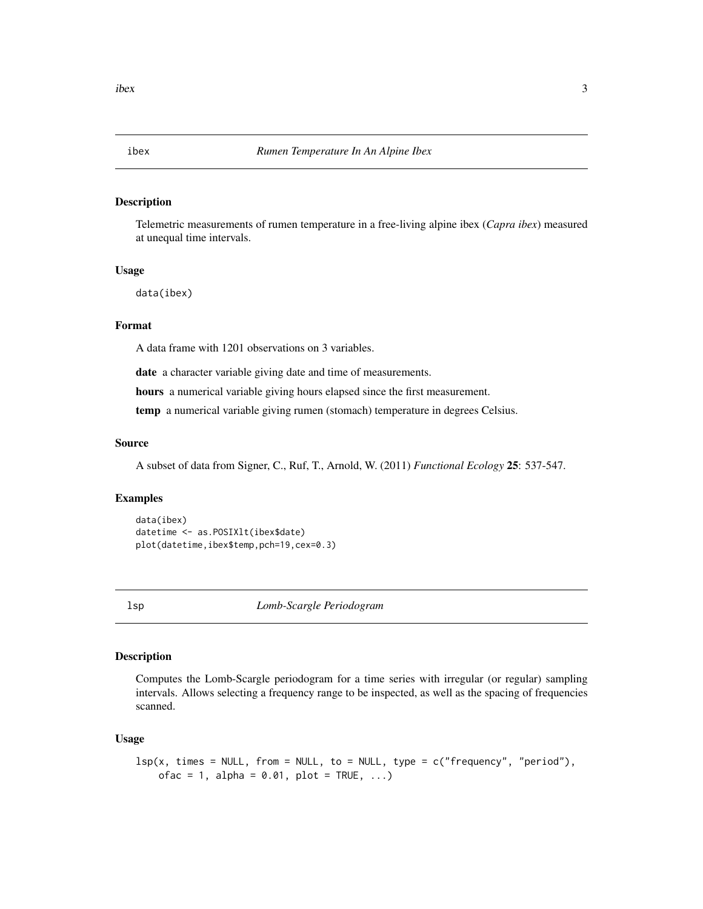## ibex — *Rumen Temperature In An Alpine Ibex*

### Description

Telemetric measurements of rumen temperature in a free-living alpine ibex (*Capra ibex*) measured at unequal time intervals.

### Usage

```
data(ibex)
```

### Format

A data frame with 1201 observations on 3 variables.

**date** a character variable giving date and time of measurements.

**hours** a numerical variable giving hours elapsed since the first measurement.

**temp** a numerical variable giving rumen (stomach) temperature in degrees Celsius.

### Source

A subset of data from Signer, C., Ruf, T., Arnold, W. (2011) *Functional Ecology* **25**: 537-547.

### Examples

```
data(ibex)
datetime <- as.POSIXlt(ibex$date)
plot(datetime,ibex$temp,pch=19,cex=0.3)
```

## lsp — *Lomb-Scargle Periodogram*

### Description

Computes the Lomb-Scargle periodogram for a time series with irregular (or regular) sampling intervals. Allows selecting a frequency range to be inspected, as well as the spacing of frequencies scanned.

### Usage

```
lsp(x, times = NULL, from = NULL, to = NULL, type = c("frequency", "period"),
    ofac = 1, alpha = 0.01, plot = TRUE, ...)
```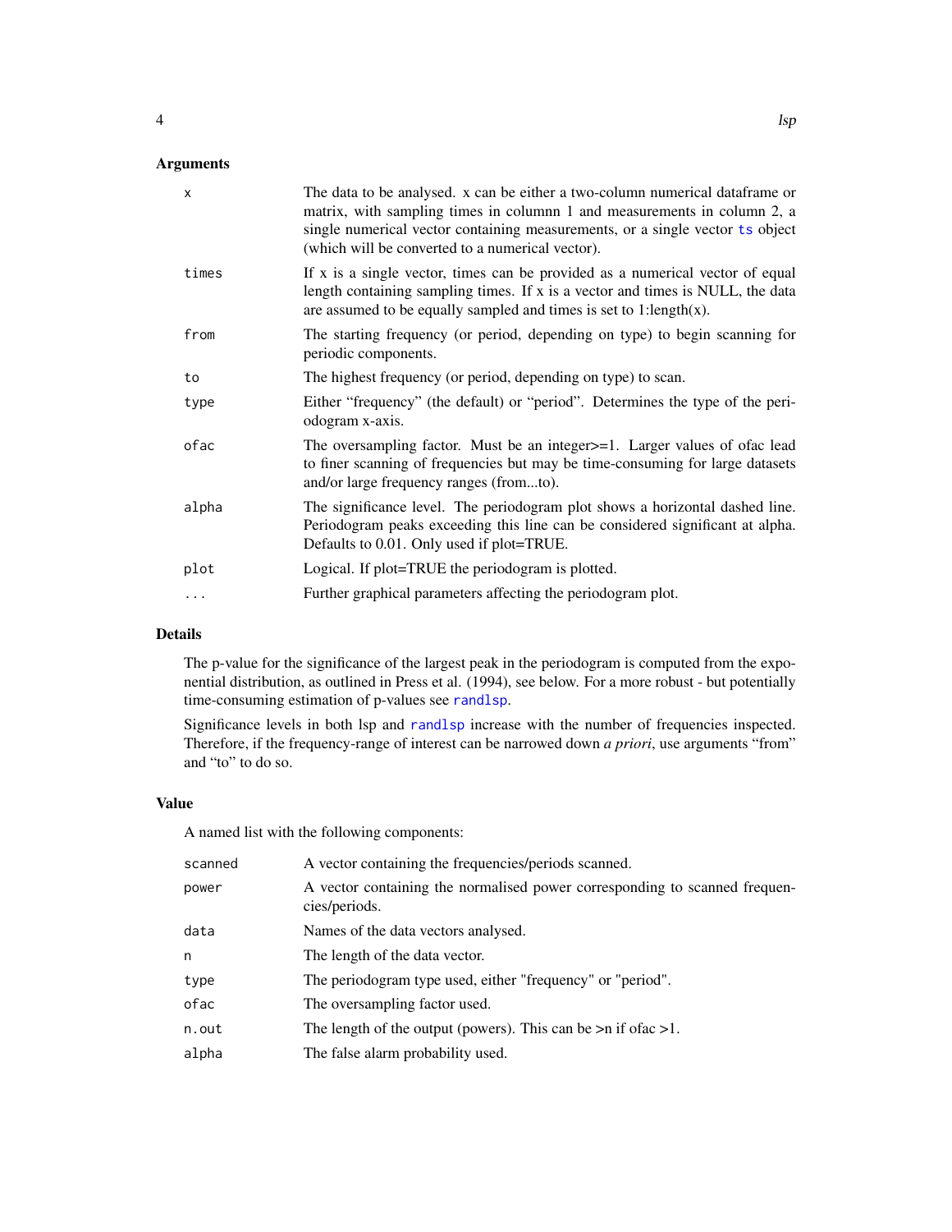## Arguments

| | |
|---|---|
| `x` | The data to be analysed. x can be either a two-column numerical dataframe or matrix, with sampling times in columnn 1 and measurements in column 2, a single numerical vector containing measurements, or a single vector `ts` object (which will be converted to a numerical vector). |
| `times` | If x is a single vector, times can be provided as a numerical vector of equal length containing sampling times. If x is a vector and times is NULL, the data are assumed to be equally sampled and times is set to 1:length(x). |
| `from` | The starting frequency (or period, depending on type) to begin scanning for periodic components. |
| `to` | The highest frequency (or period, depending on type) to scan. |
| `type` | Either "frequency" (the default) or "period". Determines the type of the periodogram x-axis. |
| `ofac` | The oversampling factor. Must be an integer>=1. Larger values of ofac lead to finer scanning of frequencies but may be time-consuming for large datasets and/or large frequency ranges (from...to). |
| `alpha` | The significance level. The periodogram plot shows a horizontal dashed line. Periodogram peaks exceeding this line can be considered significant at alpha. Defaults to 0.01. Only used if plot=TRUE. |
| `plot` | Logical. If plot=TRUE the periodogram is plotted. |
| `...` | Further graphical parameters affecting the periodogram plot. |

## Details

The p-value for the significance of the largest peak in the periodogram is computed from the exponential distribution, as outlined in Press et al. (1994), see below. For a more robust - but potentially time-consuming estimation of p-values see `randlsp`.

Significance levels in both lsp and `randlsp` increase with the number of frequencies inspected. Therefore, if the frequency-range of interest can be narrowed down *a priori*, use arguments "from" and "to" to do so.

## Value

A named list with the following components:

| | |
|---|---|
| `scanned` | A vector containing the frequencies/periods scanned. |
| `power` | A vector containing the normalised power corresponding to scanned frequencies/periods. |
| `data` | Names of the data vectors analysed. |
| `n` | The length of the data vector. |
| `type` | The periodogram type used, either "frequency" or "period". |
| `ofac` | The oversampling factor used. |
| `n.out` | The length of the output (powers). This can be >n if ofac >1. |
| `alpha` | The false alarm probability used. |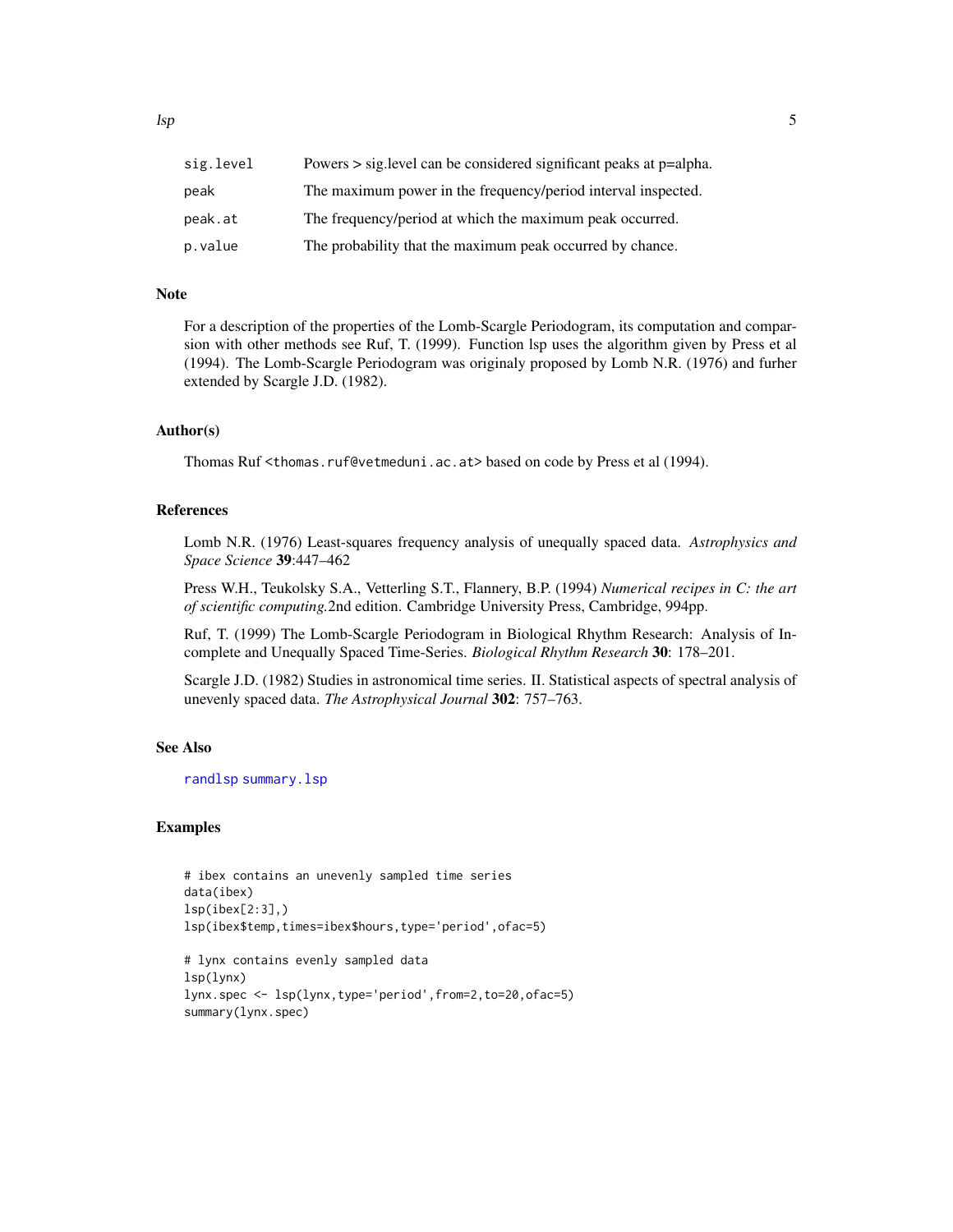| | |
|---|---|
| sig.level | Powers > sig.level can be considered significant peaks at p=alpha. |
| peak | The maximum power in the frequency/period interval inspected. |
| peak.at | The frequency/period at which the maximum peak occurred. |
| p.value | The probability that the maximum peak occurred by chance. |

## Note

For a description of the properties of the Lomb-Scargle Periodogram, its computation and comparsion with other methods see Ruf, T. (1999). Function lsp uses the algorithm given by Press et al (1994). The Lomb-Scargle Periodogram was originaly proposed by Lomb N.R. (1976) and furher extended by Scargle J.D. (1982).

## Author(s)

Thomas Ruf <thomas.ruf@vetmeduni.ac.at> based on code by Press et al (1994).

## References

Lomb N.R. (1976) Least-squares frequency analysis of unequally spaced data. *Astrophysics and Space Science* **39**:447–462

Press W.H., Teukolsky S.A., Vetterling S.T., Flannery, B.P. (1994) *Numerical recipes in C: the art of scientific computing.*2nd edition. Cambridge University Press, Cambridge, 994pp.

Ruf, T. (1999) The Lomb-Scargle Periodogram in Biological Rhythm Research: Analysis of Incomplete and Unequally Spaced Time-Series. *Biological Rhythm Research* **30**: 178–201.

Scargle J.D. (1982) Studies in astronomical time series. II. Statistical aspects of spectral analysis of unevenly spaced data. *The Astrophysical Journal* **302**: 757–763.

## See Also

randlsp summary.lsp

## Examples

```
# ibex contains an unevenly sampled time series
data(ibex)
lsp(ibex[2:3],)
lsp(ibex$temp,times=ibex$hours,type='period',ofac=5)

# lynx contains evenly sampled data
lsp(lynx)
lynx.spec <- lsp(lynx,type='period',from=2,to=20,ofac=5)
summary(lynx.spec)
```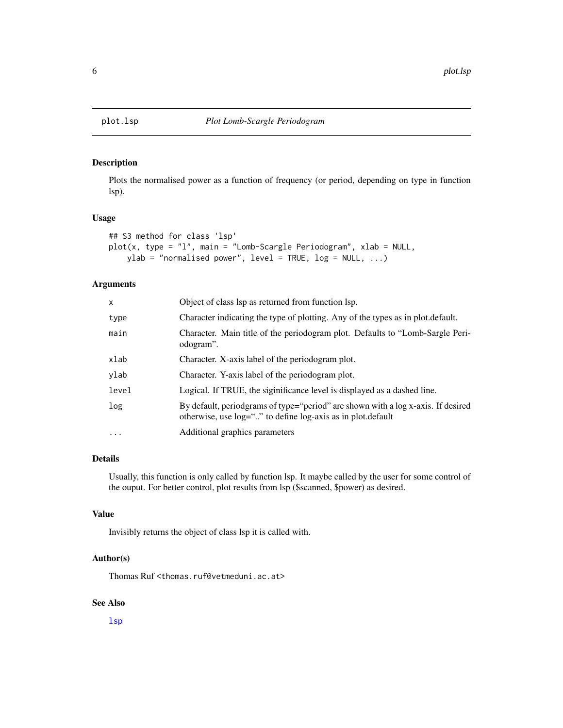plot.lsp — *Plot Lomb-Scargle Periodogram*

## Description

Plots the normalised power as a function of frequency (or period, depending on type in function lsp).

## Usage

```
## S3 method for class 'lsp'
plot(x, type = "l", main = "Lomb-Scargle Periodogram", xlab = NULL,
    ylab = "normalised power", level = TRUE, log = NULL, ...)
```

## Arguments

| | |
|---|---|
| `x` | Object of class lsp as returned from function lsp. |
| `type` | Character indicating the type of plotting. Any of the types as in plot.default. |
| `main` | Character. Main title of the periodogram plot. Defaults to "Lomb-Sargle Periodogram". |
| `xlab` | Character. X-axis label of the periodogram plot. |
| `ylab` | Character. Y-axis label of the periodogram plot. |
| `level` | Logical. If TRUE, the siginificance level is displayed as a dashed line. |
| `log` | By default, periodgrams of type="period" are shown with a log x-axis. If desired otherwise, use log=".." to define log-axis as in plot.default |
| `...` | Additional graphics parameters |

## Details

Usually, this function is only called by function lsp. It maybe called by the user for some control of the ouput. For better control, plot results from lsp ($scanned, $power) as desired.

## Value

Invisibly returns the object of class lsp it is called with.

## Author(s)

Thomas Ruf <thomas.ruf@vetmeduni.ac.at>

## See Also

lsp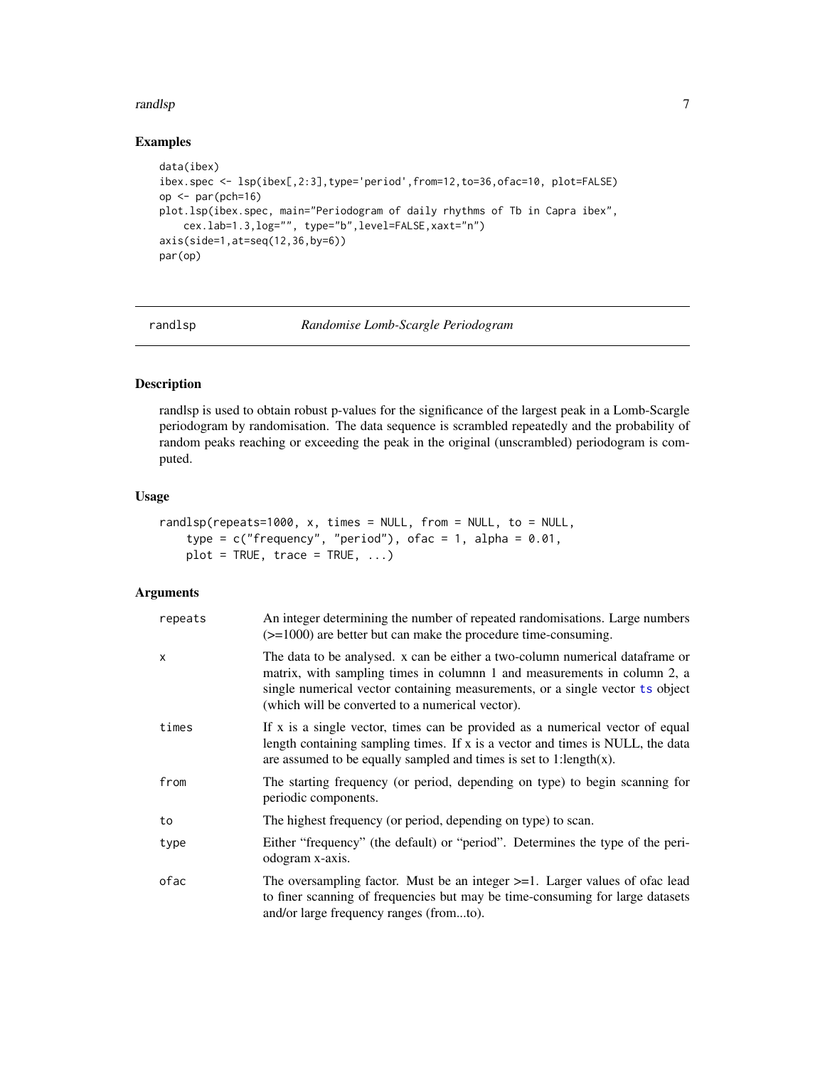### Examples

```
data(ibex)
ibex.spec <- lsp(ibex[,2:3],type='period',from=12,to=36,ofac=10, plot=FALSE)
op <- par(pch=16)
plot.lsp(ibex.spec, main="Periodogram of daily rhythms of Tb in Capra ibex",
    cex.lab=1.3,log="", type="b",level=FALSE,xaxt="n")
axis(side=1,at=seq(12,36,by=6))
par(op)
```

## randlsp — *Randomise Lomb-Scargle Periodogram*

### Description

randlsp is used to obtain robust p-values for the significance of the largest peak in a Lomb-Scargle periodogram by randomisation. The data sequence is scrambled repeatedly and the probability of random peaks reaching or exceeding the peak in the original (unscrambled) periodogram is computed.

### Usage

```
randlsp(repeats=1000, x, times = NULL, from = NULL, to = NULL,
    type = c("frequency", "period"), ofac = 1, alpha = 0.01,
    plot = TRUE, trace = TRUE, ...)
```

### Arguments

| | |
|---|---|
| repeats | An integer determining the number of repeated randomisations. Large numbers (>=1000) are better but can make the procedure time-consuming. |
| x | The data to be analysed. x can be either a two-column numerical dataframe or matrix, with sampling times in columnn 1 and measurements in column 2, a single numerical vector containing measurements, or a single vector ts object (which will be converted to a numerical vector). |
| times | If x is a single vector, times can be provided as a numerical vector of equal length containing sampling times. If x is a vector and times is NULL, the data are assumed to be equally sampled and times is set to 1:length(x). |
| from | The starting frequency (or period, depending on type) to begin scanning for periodic components. |
| to | The highest frequency (or period, depending on type) to scan. |
| type | Either "frequency" (the default) or "period". Determines the type of the periodogram x-axis. |
| ofac | The oversampling factor. Must be an integer >=1. Larger values of ofac lead to finer scanning of frequencies but may be time-consuming for large datasets and/or large frequency ranges (from...to). |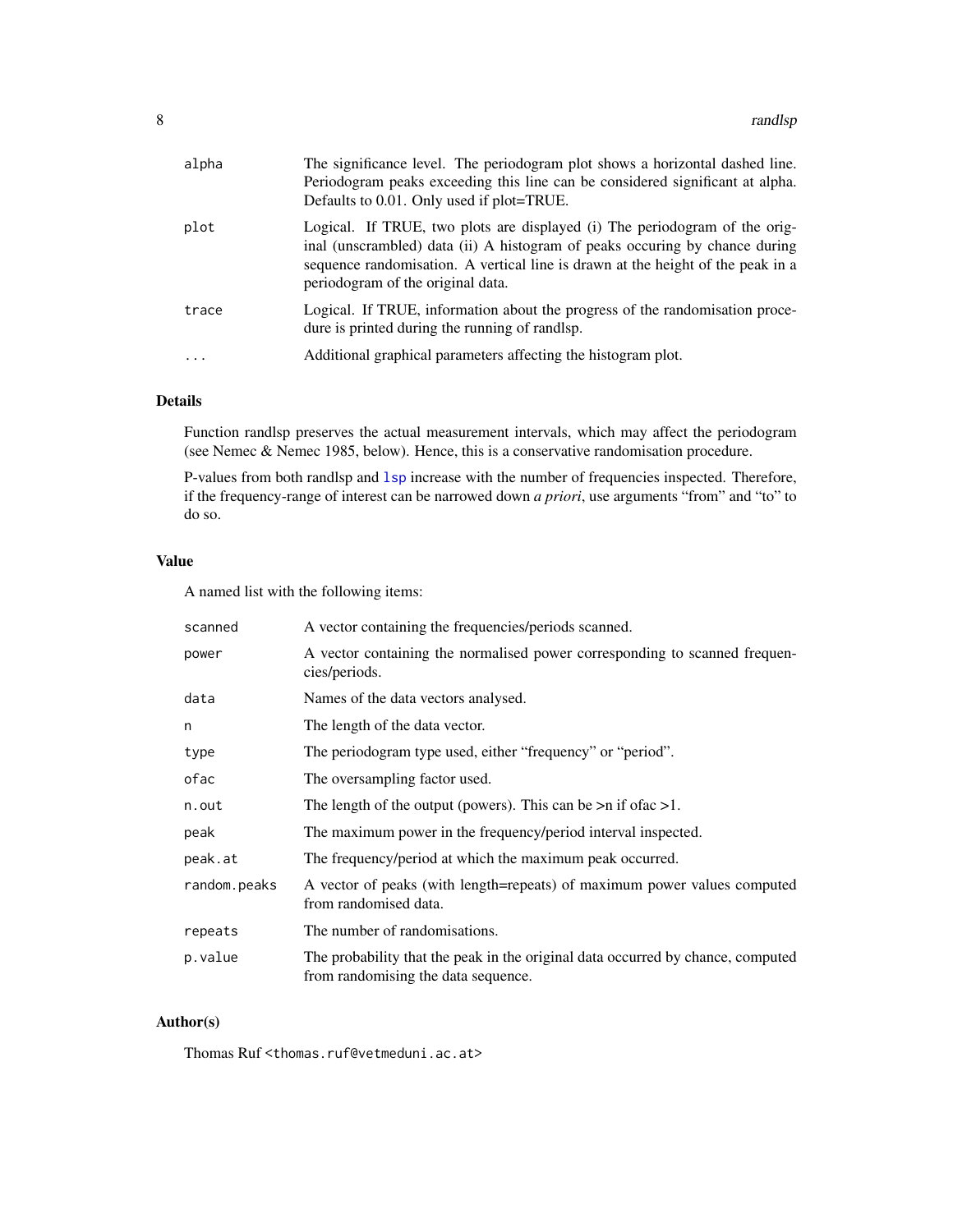| | |
|---|---|
| alpha | The significance level. The periodogram plot shows a horizontal dashed line. Periodogram peaks exceeding this line can be considered significant at alpha. Defaults to 0.01. Only used if plot=TRUE. |
| plot | Logical. If TRUE, two plots are displayed (i) The periodogram of the original (unscrambled) data (ii) A histogram of peaks occuring by chance during sequence randomisation. A vertical line is drawn at the height of the peak in a periodogram of the original data. |
| trace | Logical. If TRUE, information about the progress of the randomisation procedure is printed during the running of randlsp. |
| ... | Additional graphical parameters affecting the histogram plot. |

## Details

Function randlsp preserves the actual measurement intervals, which may affect the periodogram (see Nemec & Nemec 1985, below). Hence, this is a conservative randomisation procedure.

P-values from both randlsp and lsp increase with the number of frequencies inspected. Therefore, if the frequency-range of interest can be narrowed down *a priori*, use arguments "from" and "to" to do so.

## Value

A named list with the following items:

| | |
|---|---|
| scanned | A vector containing the frequencies/periods scanned. |
| power | A vector containing the normalised power corresponding to scanned frequencies/periods. |
| data | Names of the data vectors analysed. |
| n | The length of the data vector. |
| type | The periodogram type used, either "frequency" or "period". |
| ofac | The oversampling factor used. |
| n.out | The length of the output (powers). This can be >n if ofac >1. |
| peak | The maximum power in the frequency/period interval inspected. |
| peak.at | The frequency/period at which the maximum peak occurred. |
| random.peaks | A vector of peaks (with length=repeats) of maximum power values computed from randomised data. |
| repeats | The number of randomisations. |
| p.value | The probability that the peak in the original data occurred by chance, computed from randomising the data sequence. |

## Author(s)

Thomas Ruf <thomas.ruf@vetmeduni.ac.at>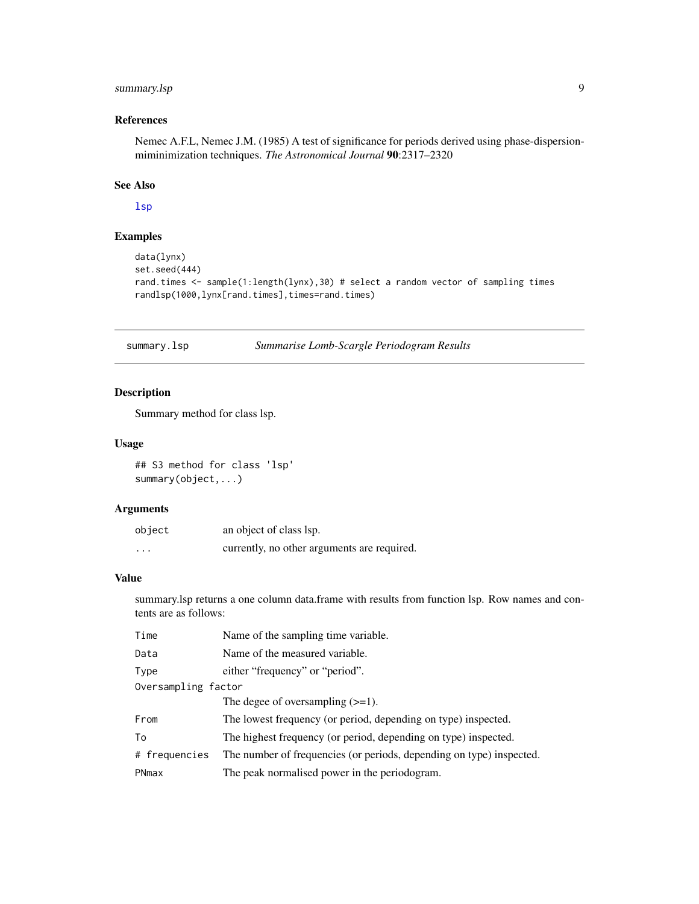### References

Nemec A.F.L, Nemec J.M. (1985) A test of significance for periods derived using phase-dispersion-mimimization techniques. *The Astronomical Journal* **90**:2317–2320

### See Also

lsp

### Examples

```
data(lynx)
set.seed(444)
rand.times <- sample(1:length(lynx),30) # select a random vector of sampling times
randlsp(1000,lynx[rand.times],times=rand.times)
```

---

## summary.lsp — *Summarise Lomb-Scargle Periodogram Results*

### Description

Summary method for class lsp.

### Usage

```
## S3 method for class 'lsp'
summary(object,...)
```

### Arguments

| | |
|---|---|
| `object` | an object of class lsp. |
| `...` | currently, no other arguments are required. |

### Value

summary.lsp returns a one column data.frame with results from function lsp. Row names and contents are as follows:

| | |
|---|---|
| `Time` | Name of the sampling time variable. |
| `Data` | Name of the measured variable. |
| `Type` | either "frequency" or "period". |
| `Oversampling factor` | The degee of oversampling (>=1). |
| `From` | The lowest frequency (or period, depending on type) inspected. |
| `To` | The highest frequency (or period, depending on type) inspected. |
| `# frequencies` | The number of frequencies (or periods, depending on type) inspected. |
| `PNmax` | The peak normalised power in the periodogram. |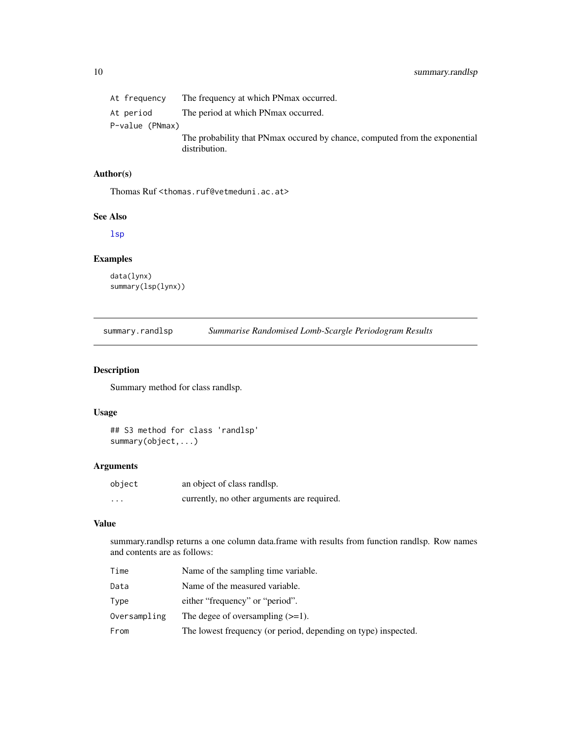| | |
|---|---|
| At frequency | The frequency at which PNmax occurred. |
| At period | The period at which PNmax occurred. |
| P-value (PNmax) | The probability that PNmax occured by chance, computed from the exponential distribution. |

### Author(s)

Thomas Ruf <thomas.ruf@vetmeduni.ac.at>

### See Also

lsp

### Examples

```
data(lynx)
summary(lsp(lynx))
```

---

## summary.randlsp — *Summarise Randomised Lomb-Scargle Periodogram Results*

---

### Description

Summary method for class randlsp.

### Usage

```
## S3 method for class 'randlsp'
summary(object,...)
```

### Arguments

| | |
|---|---|
| object | an object of class randlsp. |
| ... | currently, no other arguments are required. |

### Value

summary.randlsp returns a one column data.frame with results from function randlsp. Row names and contents are as follows:

| | |
|---|---|
| Time | Name of the sampling time variable. |
| Data | Name of the measured variable. |
| Type | either "frequency" or "period". |
| Oversampling | The degee of oversampling (>=1). |
| From | The lowest frequency (or period, depending on type) inspected. |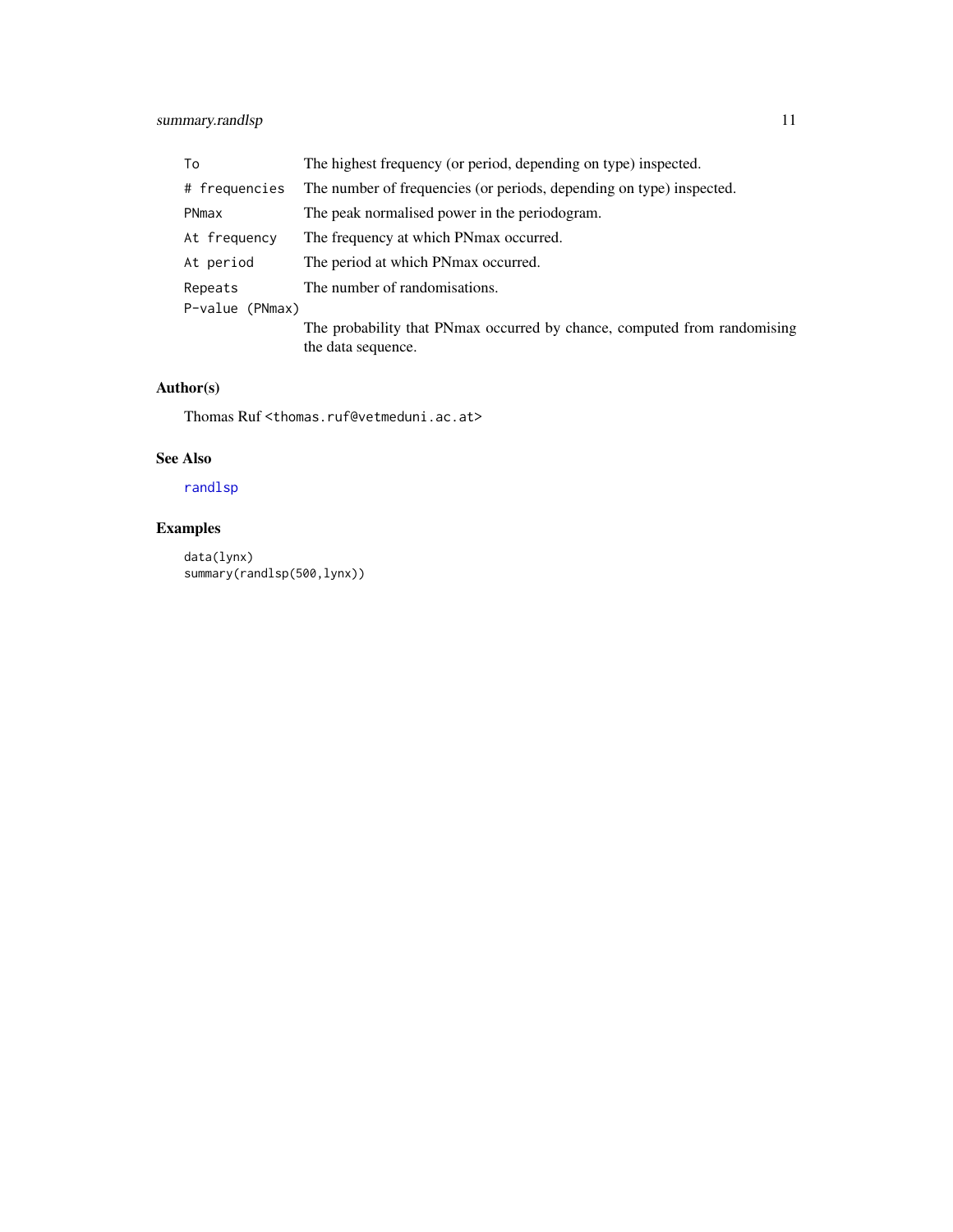| | |
|---|---|
| `To` | The highest frequency (or period, depending on type) inspected. |
| `# frequencies` | The number of frequencies (or periods, depending on type) inspected. |
| `PNmax` | The peak normalised power in the periodogram. |
| `At frequency` | The frequency at which PNmax occurred. |
| `At period` | The period at which PNmax occurred. |
| `Repeats` | The number of randomisations. |
| `P-value (PNmax)` | The probability that PNmax occurred by chance, computed from randomising the data sequence. |

## Author(s)

Thomas Ruf <thomas.ruf@vetmeduni.ac.at>

## See Also

randlsp

## Examples

```
data(lynx)
summary(randlsp(500,lynx))
```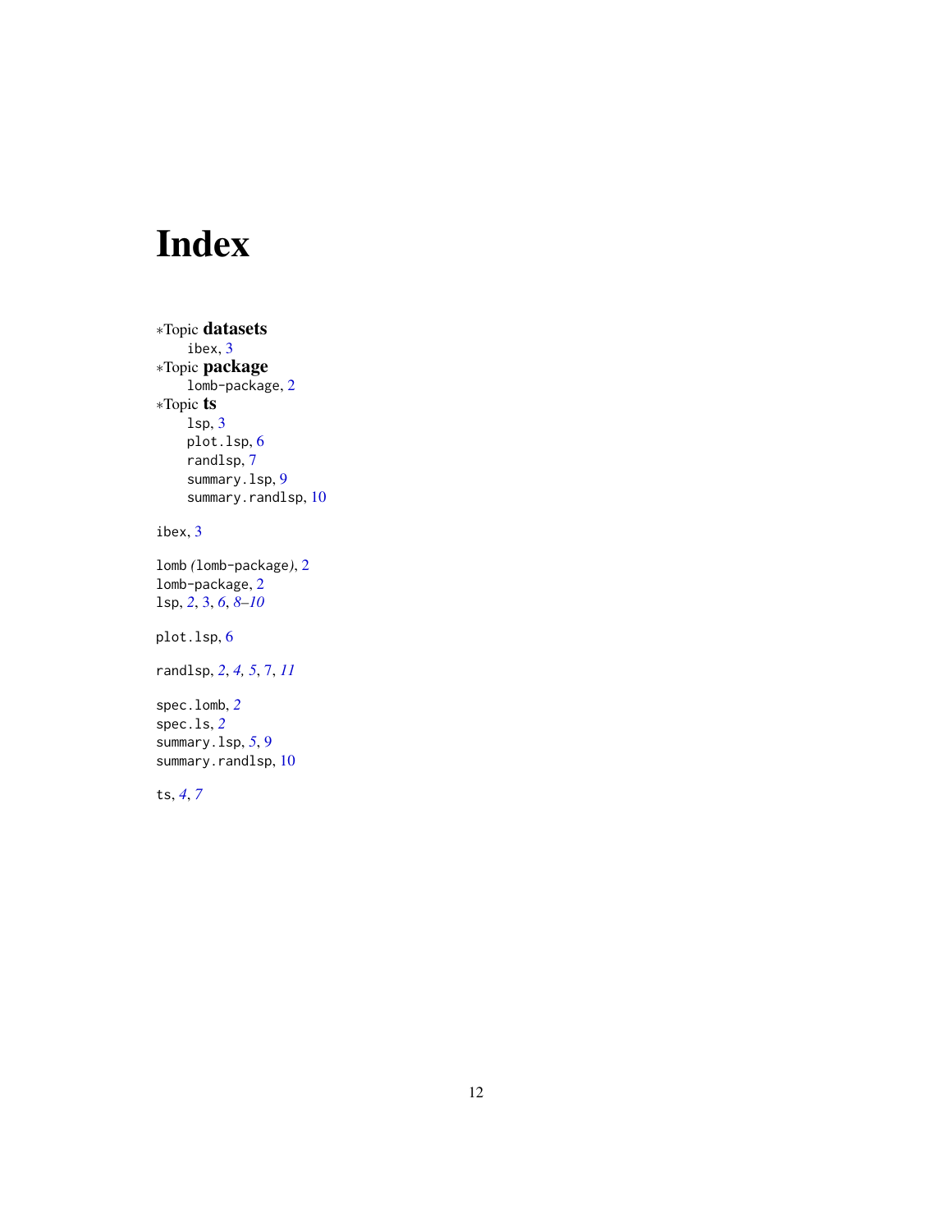# Index

∗Topic **datasets**
- ibex, 3

∗Topic **package**
- lomb-package, 2

∗Topic **ts**
- lsp, 3
- plot.lsp, 6
- randlsp, 7
- summary.lsp, 9
- summary.randlsp, 10

ibex, 3

lomb *(*lomb-package*)*, 2
lomb-package, 2
lsp, *2*, 3, *6*, *8–10*

plot.lsp, 6

randlsp, *2*, *4, 5*, 7, *11*

spec.lomb, *2*
spec.ls, *2*
summary.lsp, *5*, 9
summary.randlsp, 10

ts, *4*, *7*